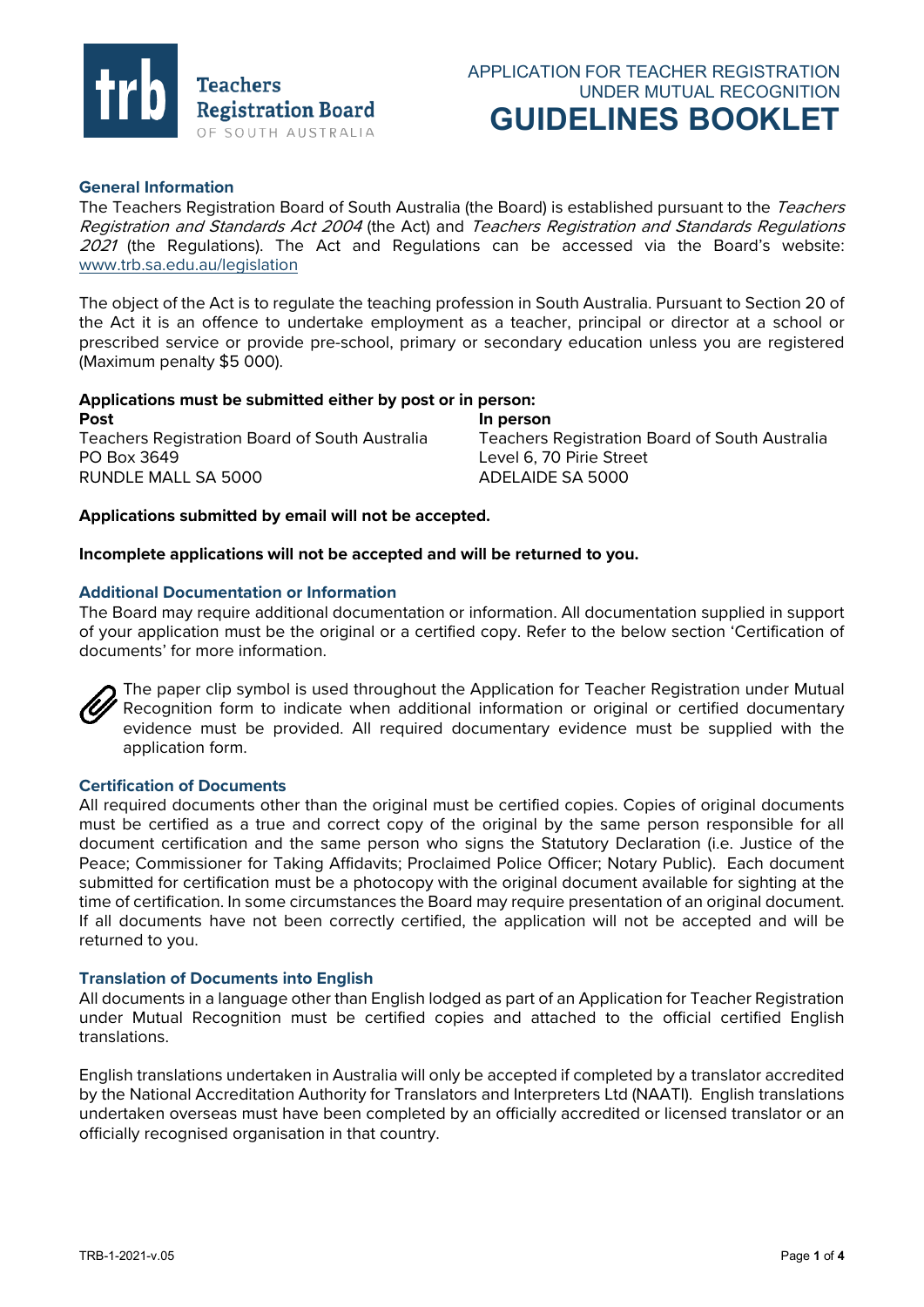Teachers Registration Board OF SOUTH AUSTRALIA

APPLICATION FOR TEACHER REGISTRATION UNDER MUTUAL RECOGNITION

# GUIDELINES BOOKLET

## General Information

The Teachers Registration Board of South Australia (the Board) is established pursuant to the *Teachers Registration and Standards Act 2004* (the Act) and *Teachers Registration and Standards Regulations 2021* (the Regulations). The Act and Regulations can be accessed via the Board's website: www.trb.sa.edu.au/legislation

The object of the Act is to regulate the teaching profession in South Australia. Pursuant to Section 20 of the Act it is an offence to undertake employment as a teacher, principal or director at a school or prescribed service or provide pre-school, primary or secondary education unless you are registered (Maximum penalty $5 000).

**Applications must be submitted either by post or in person:**

**Post**
Teachers Registration Board of South Australia
PO Box 3649
RUNDLE MALL SA 5000

**In person**
Teachers Registration Board of South Australia
Level 6, 70 Pirie Street
ADELAIDE SA 5000

**Applications submitted by email will not be accepted.**

**Incomplete applications will not be accepted and will be returned to you.**

## Additional Documentation or Information

The Board may require additional documentation or information. All documentation supplied in support of your application must be the original or a certified copy. Refer to the below section 'Certification of documents' for more information.

The paper clip symbol is used throughout the Application for Teacher Registration under Mutual Recognition form to indicate when additional information or original or certified documentary evidence must be provided. All required documentary evidence must be supplied with the application form.

## Certification of Documents

All required documents other than the original must be certified copies. Copies of original documents must be certified as a true and correct copy of the original by the same person responsible for all document certification and the same person who signs the Statutory Declaration (i.e. Justice of the Peace; Commissioner for Taking Affidavits; Proclaimed Police Officer; Notary Public). Each document submitted for certification must be a photocopy with the original document available for sighting at the time of certification. In some circumstances the Board may require presentation of an original document. If all documents have not been correctly certified, the application will not be accepted and will be returned to you.

## Translation of Documents into English

All documents in a language other than English lodged as part of an Application for Teacher Registration under Mutual Recognition must be certified copies and attached to the official certified English translations.

English translations undertaken in Australia will only be accepted if completed by a translator accredited by the National Accreditation Authority for Translators and Interpreters Ltd (NAATI). English translations undertaken overseas must have been completed by an officially accredited or licensed translator or an officially recognised organisation in that country.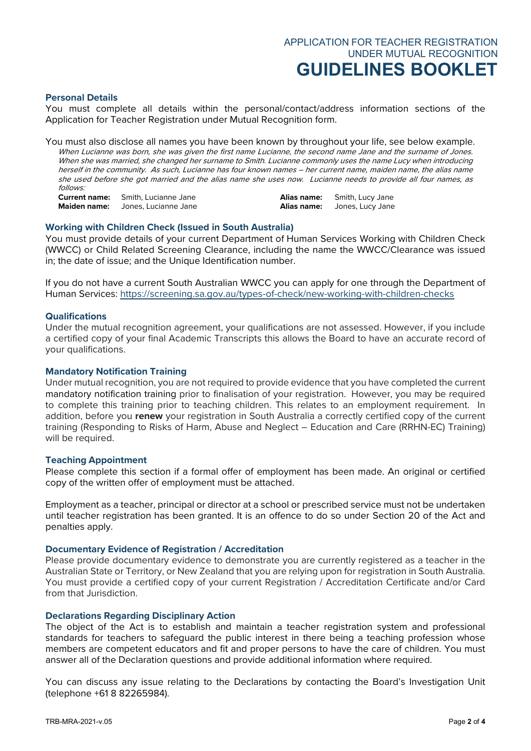## Personal Details

You must complete all details within the personal/contact/address information sections of the Application for Teacher Registration under Mutual Recognition form.

You must also disclose all names you have been known by throughout your life, see below example.

*When Lucianne was born, she was given the first name Lucianne, the second name Jane and the surname of Jones. When she was married, she changed her surname to Smith. Lucianne commonly uses the name Lucy when introducing herself in the community. As such, Lucianne has four known names – her current name, maiden name, the alias name she used before she got married and the alias name she uses now. Lucianne needs to provide all four names, as follows:*

| | | | |
|---|---|---|---|
| **Current name:** | Smith, Lucianne Jane | **Alias name:** | Smith, Lucy Jane |
| **Maiden name:** | Jones, Lucianne Jane | **Alias name:** | Jones, Lucy Jane |

## Working with Children Check (Issued in South Australia)

You must provide details of your current Department of Human Services Working with Children Check (WWCC) or Child Related Screening Clearance, including the name the WWCC/Clearance was issued in; the date of issue; and the Unique Identification number.

If you do not have a current South Australian WWCC you can apply for one through the Department of Human Services: https://screening.sa.gov.au/types-of-check/new-working-with-children-checks

## Qualifications

Under the mutual recognition agreement, your qualifications are not assessed. However, if you include a certified copy of your final Academic Transcripts this allows the Board to have an accurate record of your qualifications.

## Mandatory Notification Training

Under mutual recognition, you are not required to provide evidence that you have completed the current mandatory notification training prior to finalisation of your registration. However, you may be required to complete this training prior to teaching children. This relates to an employment requirement. In addition, before you **renew** your registration in South Australia a correctly certified copy of the current training (Responding to Risks of Harm, Abuse and Neglect – Education and Care (RRHN-EC) Training) will be required.

## Teaching Appointment

Please complete this section if a formal offer of employment has been made. An original or certified copy of the written offer of employment must be attached.

Employment as a teacher, principal or director at a school or prescribed service must not be undertaken until teacher registration has been granted. It is an offence to do so under Section 20 of the Act and penalties apply.

## Documentary Evidence of Registration / Accreditation

Please provide documentary evidence to demonstrate you are currently registered as a teacher in the Australian State or Territory, or New Zealand that you are relying upon for registration in South Australia. You must provide a certified copy of your current Registration / Accreditation Certificate and/or Card from that Jurisdiction.

## Declarations Regarding Disciplinary Action

The object of the Act is to establish and maintain a teacher registration system and professional standards for teachers to safeguard the public interest in there being a teaching profession whose members are competent educators and fit and proper persons to have the care of children. You must answer all of the Declaration questions and provide additional information where required.

You can discuss any issue relating to the Declarations by contacting the Board's Investigation Unit (telephone +61 8 82265984).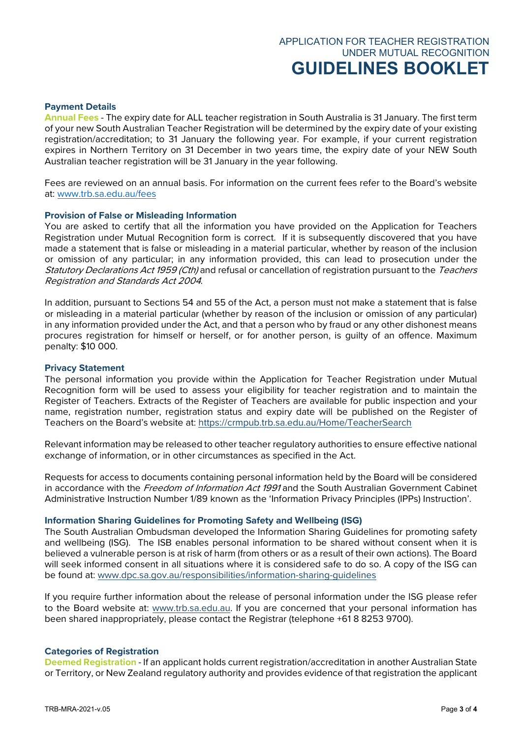## Payment Details

**Annual Fees** - The expiry date for ALL teacher registration in South Australia is 31 January. The first term of your new South Australian Teacher Registration will be determined by the expiry date of your existing registration/accreditation; to 31 January the following year. For example, if your current registration expires in Northern Territory on 31 December in two years time, the expiry date of your NEW South Australian teacher registration will be 31 January in the year following.

Fees are reviewed on an annual basis. For information on the current fees refer to the Board's website at: [www.trb.sa.edu.au/fees](www.trb.sa.edu.au/fees)

## Provision of False or Misleading Information

You are asked to certify that all the information you have provided on the Application for Teachers Registration under Mutual Recognition form is correct. If it is subsequently discovered that you have made a statement that is false or misleading in a material particular, whether by reason of the inclusion or omission of any particular; in any information provided, this can lead to prosecution under the *Statutory Declarations Act 1959 (Cth)* and refusal or cancellation of registration pursuant to the *Teachers Registration and Standards Act 2004*.

In addition, pursuant to Sections 54 and 55 of the Act, a person must not make a statement that is false or misleading in a material particular (whether by reason of the inclusion or omission of any particular) in any information provided under the Act, and that a person who by fraud or any other dishonest means procures registration for himself or herself, or for another person, is guilty of an offence. Maximum penalty: $10 000.

## Privacy Statement

The personal information you provide within the Application for Teacher Registration under Mutual Recognition form will be used to assess your eligibility for teacher registration and to maintain the Register of Teachers. Extracts of the Register of Teachers are available for public inspection and your name, registration number, registration status and expiry date will be published on the Register of Teachers on the Board's website at: [https://crmpub.trb.sa.edu.au/Home/TeacherSearch](https://crmpub.trb.sa.edu.au/Home/TeacherSearch)

Relevant information may be released to other teacher regulatory authorities to ensure effective national exchange of information, or in other circumstances as specified in the Act.

Requests for access to documents containing personal information held by the Board will be considered in accordance with the *Freedom of Information Act 1991* and the South Australian Government Cabinet Administrative Instruction Number 1/89 known as the 'Information Privacy Principles (IPPs) Instruction'.

## Information Sharing Guidelines for Promoting Safety and Wellbeing (ISG)

The South Australian Ombudsman developed the Information Sharing Guidelines for promoting safety and wellbeing (ISG). The ISB enables personal information to be shared without consent when it is believed a vulnerable person is at risk of harm (from others or as a result of their own actions). The Board will seek informed consent in all situations where it is considered safe to do so. A copy of the ISG can be found at: [www.dpc.sa.gov.au/responsibilities/information-sharing-guidelines](www.dpc.sa.gov.au/responsibilities/information-sharing-guidelines)

If you require further information about the release of personal information under the ISG please refer to the Board website at: [www.trb.sa.edu.au](www.trb.sa.edu.au). If you are concerned that your personal information has been shared inappropriately, please contact the Registrar (telephone +61 8 8253 9700).

## Categories of Registration

**Deemed Registration** - If an applicant holds current registration/accreditation in another Australian State or Territory, or New Zealand regulatory authority and provides evidence of that registration the applicant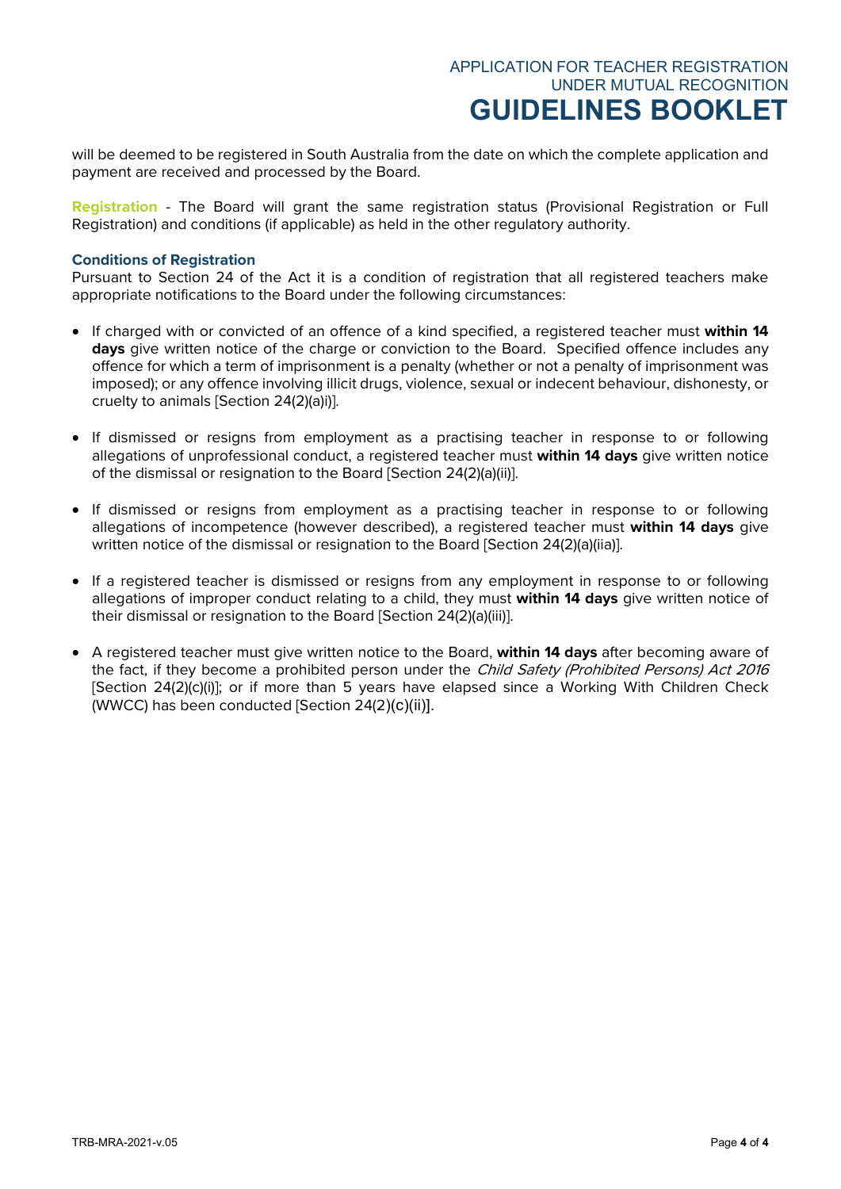will be deemed to be registered in South Australia from the date on which the complete application and payment are received and processed by the Board.

**Registration** - The Board will grant the same registration status (Provisional Registration or Full Registration) and conditions (if applicable) as held in the other regulatory authority.

### Conditions of Registration

Pursuant to Section 24 of the Act it is a condition of registration that all registered teachers make appropriate notifications to the Board under the following circumstances:

- If charged with or convicted of an offence of a kind specified, a registered teacher must **within 14 days** give written notice of the charge or conviction to the Board. Specified offence includes any offence for which a term of imprisonment is a penalty (whether or not a penalty of imprisonment was imposed); or any offence involving illicit drugs, violence, sexual or indecent behaviour, dishonesty, or cruelty to animals [Section 24(2)(a)i)].

- If dismissed or resigns from employment as a practising teacher in response to or following allegations of unprofessional conduct, a registered teacher must **within 14 days** give written notice of the dismissal or resignation to the Board [Section 24(2)(a)(ii)].

- If dismissed or resigns from employment as a practising teacher in response to or following allegations of incompetence (however described), a registered teacher must **within 14 days** give written notice of the dismissal or resignation to the Board [Section 24(2)(a)(iia)].

- If a registered teacher is dismissed or resigns from any employment in response to or following allegations of improper conduct relating to a child, they must **within 14 days** give written notice of their dismissal or resignation to the Board [Section 24(2)(a)(iii)].

- A registered teacher must give written notice to the Board, **within 14 days** after becoming aware of the fact, if they become a prohibited person under the *Child Safety (Prohibited Persons) Act 2016* [Section 24(2)(c)(i)]; or if more than 5 years have elapsed since a Working With Children Check (WWCC) has been conducted [Section 24(2)(c)(ii)].